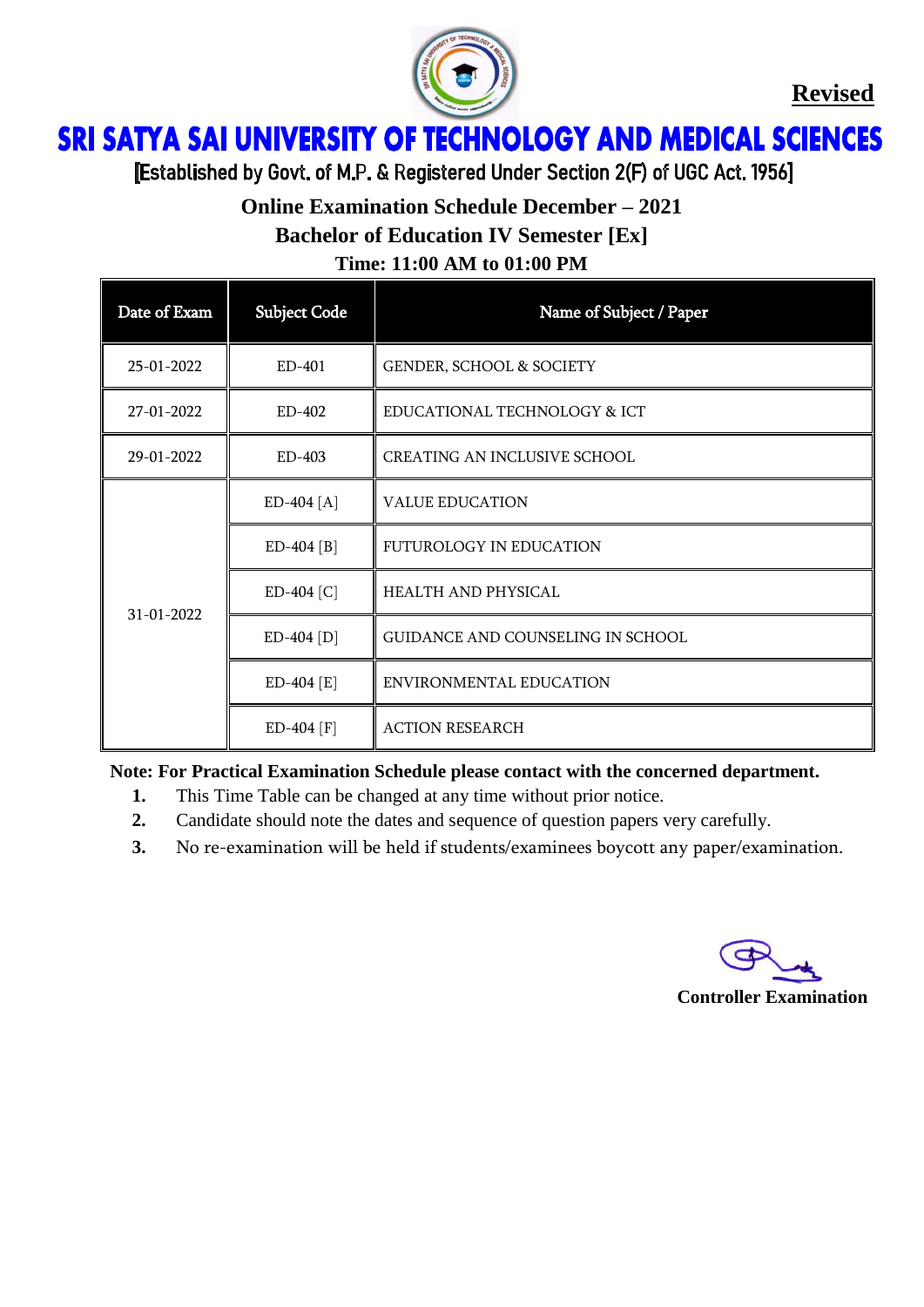**Revised**

# SRI SATYA SAI UNIVERSITY OF TECHNOLOGY AND MEDICAL SCIENCES

[Established by Govt. of M.P. & Registered Under Section 2(F) of UGC Act. 1956]

## Online Examination Schedule December – 2021

## Bachelor of Education IV Semester [Ex]

### Time: 11:00 AM to 01:00 PM

| Date of Exam | Subject Code | Name of Subject / Paper |
|---|---|---|
| 25-01-2022 | ED-401 | GENDER, SCHOOL & SOCIETY |
| 27-01-2022 | ED-402 | EDUCATIONAL TECHNOLOGY & ICT |
| 29-01-2022 | ED-403 | CREATING AN INCLUSIVE SCHOOL |
| 31-01-2022 | ED-404 [A] | VALUE EDUCATION |
| | ED-404 [B] | FUTUROLOGY IN EDUCATION |
| | ED-404 [C] | HEALTH AND PHYSICAL |
| | ED-404 [D] | GUIDANCE AND COUNSELING IN SCHOOL |
| | ED-404 [E] | ENVIRONMENTAL EDUCATION |
| | ED-404 [F] | ACTION RESEARCH |

**Note: For Practical Examination Schedule please contact with the concerned department.**

1. This Time Table can be changed at any time without prior notice.
2. Candidate should note the dates and sequence of question papers very carefully.
3. No re-examination will be held if students/examinees boycott any paper/examination.

**Controller Examination**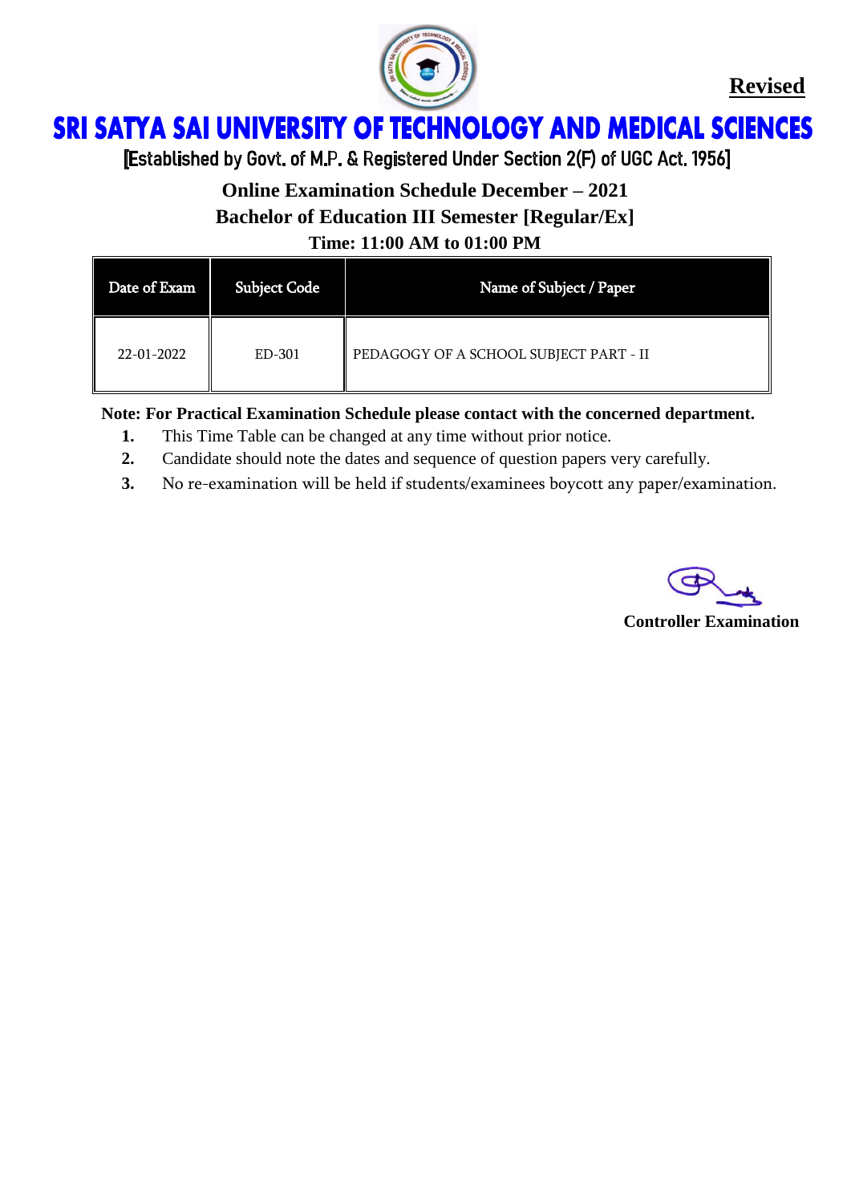**Revised**

# SRI SATYA SAI UNIVERSITY OF TECHNOLOGY AND MEDICAL SCIENCES

[Established by Govt. of M.P. & Registered Under Section 2(F) of UGC Act. 1956]

**Online Examination Schedule December – 2021**

**Bachelor of Education III Semester [Regular/Ex]**

**Time: 11:00 AM to 01:00 PM**

| Date of Exam | Subject Code | Name of Subject / Paper |
|---|---|---|
| 22-01-2022 | ED-301 | PEDAGOGY OF A SCHOOL SUBJECT PART - II |

**Note: For Practical Examination Schedule please contact with the concerned department.**

1. This Time Table can be changed at any time without prior notice.
2. Candidate should note the dates and sequence of question papers very carefully.
3. No re-examination will be held if students/examinees boycott any paper/examination.

**Controller Examination**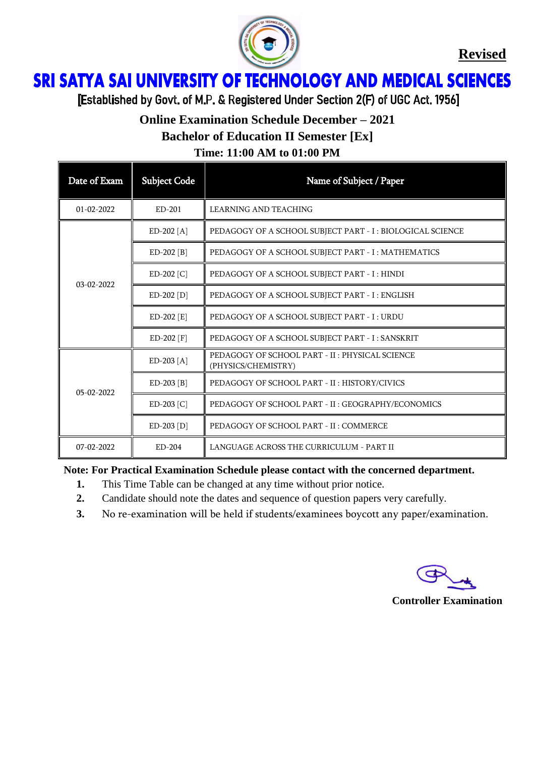**Revised**

# SRI SATYA SAI UNIVERSITY OF TECHNOLOGY AND MEDICAL SCIENCES

[Established by Govt. of M.P. & Registered Under Section 2(F) of UGC Act. 1956]

## Online Examination Schedule December – 2021

## Bachelor of Education II Semester [Ex]

## Time: 11:00 AM to 01:00 PM

| Date of Exam | Subject Code | Name of Subject / Paper |
|---|---|---|
| 01-02-2022 | ED-201 | LEARNING AND TEACHING |
| 03-02-2022 | ED-202 [A] | PEDAGOGY OF A SCHOOL SUBJECT PART - I : BIOLOGICAL SCIENCE |
| | ED-202 [B] | PEDAGOGY OF A SCHOOL SUBJECT PART - I : MATHEMATICS |
| | ED-202 [C] | PEDAGOGY OF A SCHOOL SUBJECT PART - I : HINDI |
| | ED-202 [D] | PEDAGOGY OF A SCHOOL SUBJECT PART - I : ENGLISH |
| | ED-202 [E] | PEDAGOGY OF A SCHOOL SUBJECT PART - I : URDU |
| | ED-202 [F] | PEDAGOGY OF A SCHOOL SUBJECT PART - I : SANSKRIT |
| 05-02-2022 | ED-203 [A] | PEDAGOGY OF SCHOOL PART - II : PHYSICAL SCIENCE (PHYSICS/CHEMISTRY) |
| | ED-203 [B] | PEDAGOGY OF SCHOOL PART - II : HISTORY/CIVICS |
| | ED-203 [C] | PEDAGOGY OF SCHOOL PART - II : GEOGRAPHY/ECONOMICS |
| | ED-203 [D] | PEDAGOGY OF SCHOOL PART - II : COMMERCE |
| 07-02-2022 | ED-204 | LANGUAGE ACROSS THE CURRICULUM - PART II |

**Note: For Practical Examination Schedule please contact with the concerned department.**

1. This Time Table can be changed at any time without prior notice.
2. Candidate should note the dates and sequence of question papers very carefully.
3. No re-examination will be held if students/examinees boycott any paper/examination.

**Controller Examination**